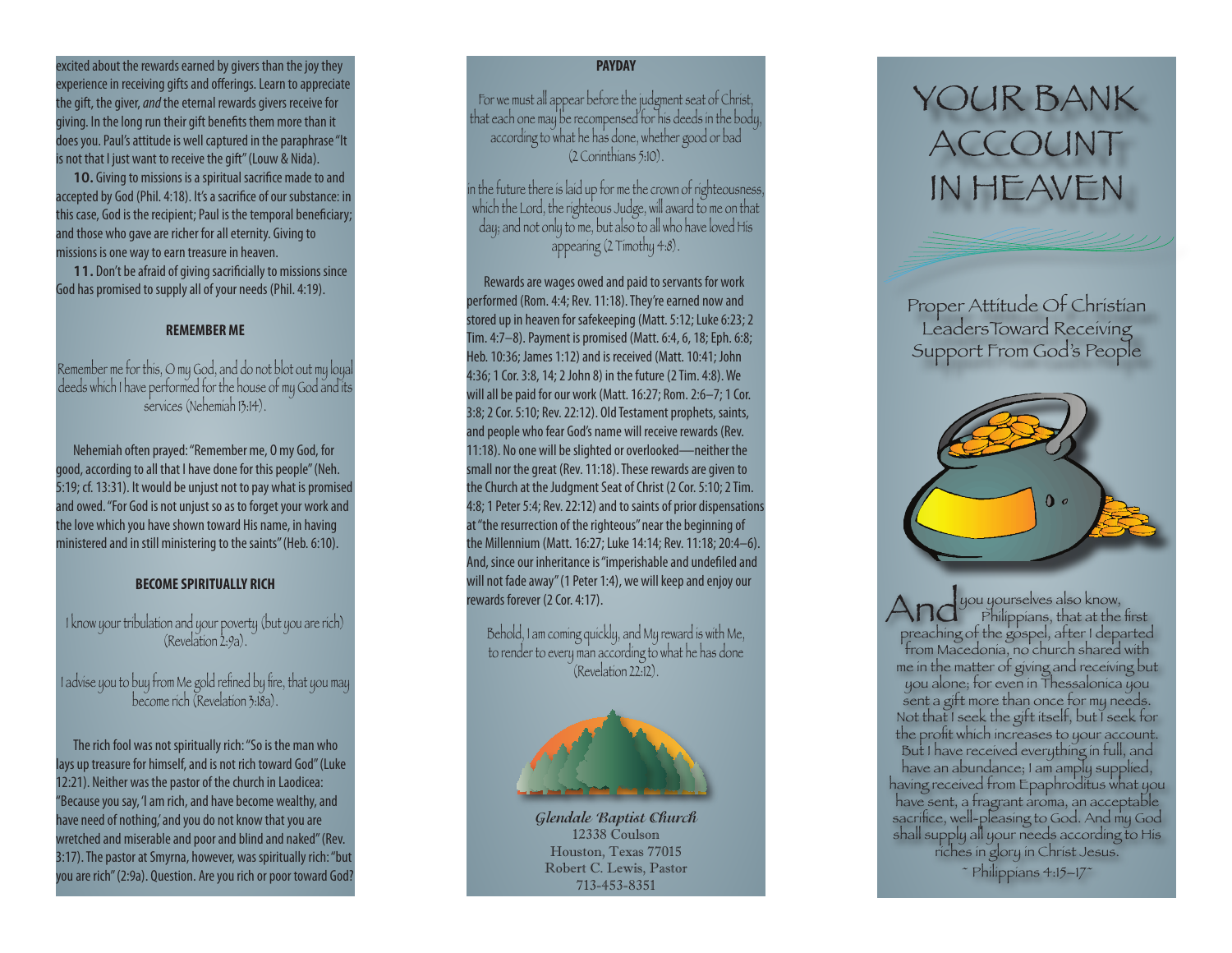excited about the rewards earned by givers than the joy they experience in receiving gifts and offerings. Learn to appreciate the gift, the giver, *and* the eternal rewards givers receive for giving. In the long run their gift benefits them more than it does you. Paul's attitude is well captured in the paraphrase "It is not that I just want to receive the gift" (Louw & Nida).

**10.** Giving to missions is a spiritual sacrifice made to and accepted by God (Phil. 4:18). It's a sacrifice of our substance: in this case, God is the recipient; Paul is the temporal beneficiary; and those who gave are richer for all eternity. Giving to missions is one way to earn treasure in heaven.

**11.** Don't be afraid of giving sacrificially to missions since God has promised to supply all of your needs (Phil. 4:19).

### REMEMBER ME

Remember me for this, O my God, and do not blot out my loyal deeds which I have performed for the house of my God and its services (Nehemiah 13:14).

Nehemiah often prayed: "Remember me, O my God, for good, according to all that I have done for this people" (Neh. 5:19; cf. 13:31). It would be unjust not to pay what is promised and owed. "For God is not unjust so as to forget your work and the love which you have shown toward His name, in having ministered and in still ministering to the saints" (Heb. 6:10).

### BECOME SPIRITUALLY RICH

I know your tribulation and your poverty (but you are rich) (Revelation 2:9a).

I advise you to buy from Me gold refined by fire, that you may become rich (Revelation 3:18a).

The rich fool was not spiritually rich: "So is the man who lays up treasure for himself, and is not rich toward God" (Luke 12:21). Neither was the pastor of the church in Laodicea: "Because you say, 'I am rich, and have become wealthy, and have need of nothing,' and you do not know that you are wretched and miserable and poor and blind and naked" (Rev. 3:17). The pastor at Smyrna, however, was spiritually rich: "but you are rich" (2:9a). Question. Are you rich or poor toward God?

### PAYDAY

For we must all appear before the judgment seat of Christ, that each one may be recompensed for his deeds in the body, according to what he has done, whether good or bad (2 Corinthians 5:10).

in the future there is laid up for me the crown of righteousness, which the Lord, the righteous Judge, will award to me on that day; and not only to me, but also to all who have loved His appearing (2 Timothy 4:8).

Rewards are wages owed and paid to servants for work performed (Rom. 4:4; Rev. 11:18). They're earned now and stored up in heaven for safekeeping (Matt. 5:12; Luke 6:23; 2 Tim. 4:7–8). Payment is promised (Matt. 6:4, 6, 18; Eph. 6:8; Heb. 10:36; James 1:12) and is received (Matt. 10:41; John 4:36; 1 Cor. 3:8, 14; 2 John 8) in the future (2 Tim. 4:8). We will all be paid for our work (Matt. 16:27; Rom. 2:6–7; 1 Cor. 3:8; 2 Cor. 5:10; Rev. 22:12). Old Testament prophets, saints, and people who fear God's name will receive rewards (Rev. 11:18). No one will be slighted or overlooked—neither the small nor the great (Rev. 11:18). These rewards are given to the Church at the Judgment Seat of Christ (2 Cor. 5:10; 2 Tim. 4:8; 1 Peter 5:4; Rev. 22:12) and to saints of prior dispensations at "the resurrection of the righteous" near the beginning of the Millennium (Matt. 16:27; Luke 14:14; Rev. 11:18; 20:4–6). And, since our inheritance is "imperishable and undefiled and will not fade away" (1 Peter 1:4), we will keep and enjoy our rewards forever (2 Cor. 4:17).

Behold, I am coming quickly, and My reward is with Me, to render to every man according to what he has done (Revelation 22:12).

*Glendale Baptist Church*
12338 Coulson
Houston, Texas 77015
Robert C. Lewis, Pastor
713-453-8351

# YOUR BANK ACCOUNT IN HEAVEN

## Proper Attitude Of Christian Leaders Toward Receiving Support From God's People

And you yourselves also know, Philippians, that at the first preaching of the gospel, after I departed from Macedonia, no church shared with me in the matter of giving and receiving but you alone; for even in Thessalonica you sent a gift more than once for my needs. Not that I seek the gift itself, but I seek for the profit which increases to your account. But I have received everything in full, and have an abundance; I am amply supplied, having received from Epaphroditus what you have sent, a fragrant aroma, an acceptable sacrifice, well-pleasing to God. And my God shall supply all your needs according to His riches in glory in Christ Jesus.
~ Philippians 4:15–17 ~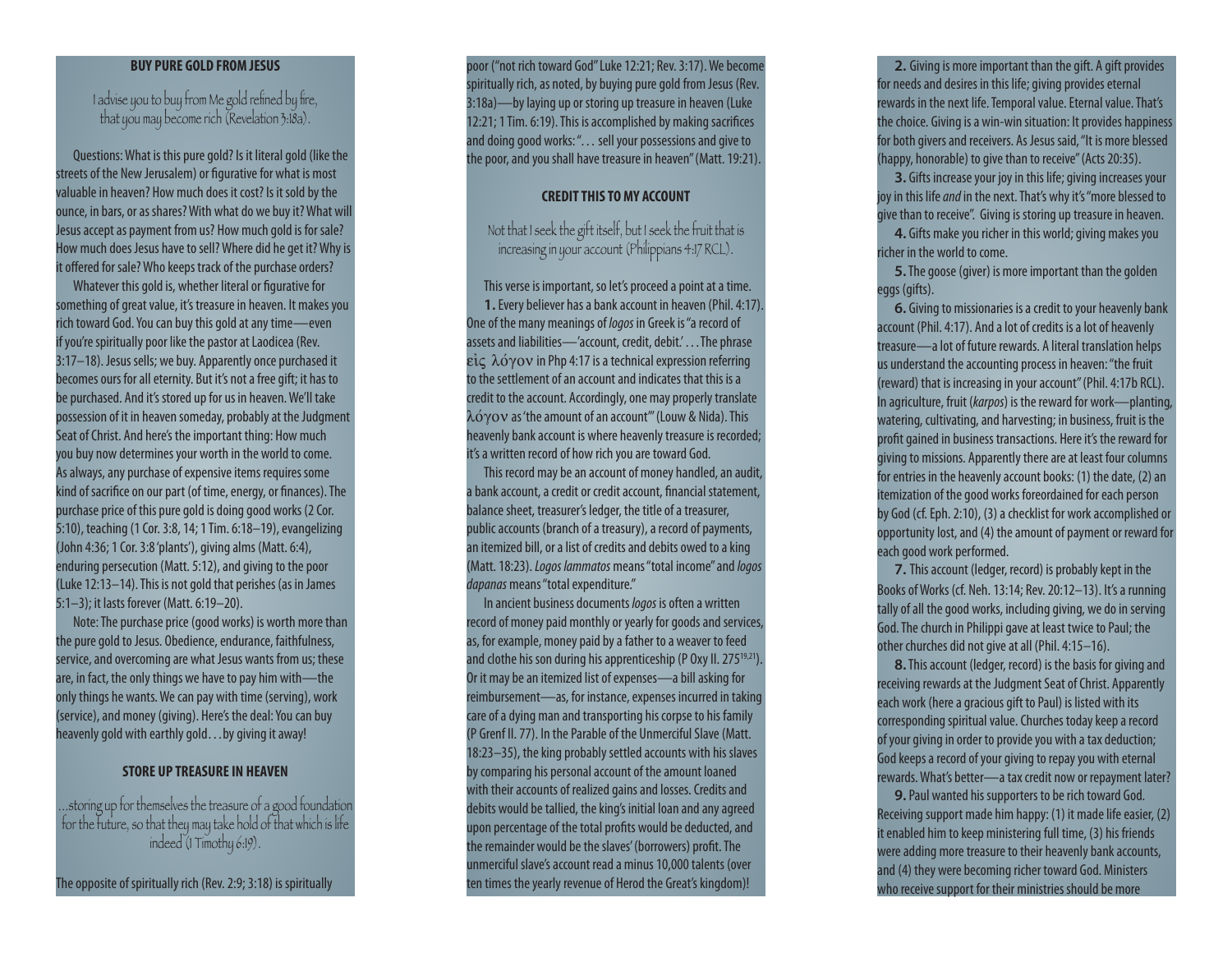## BUY PURE GOLD FROM JESUS

*I advise you to buy from Me gold refined by fire, that you may become rich (Revelation 3:18a).*

Questions: What is this pure gold? Is it literal gold (like the streets of the New Jerusalem) or figurative for what is most valuable in heaven? How much does it cost? Is it sold by the ounce, in bars, or as shares? With what do we buy it? What will Jesus accept as payment from us? How much gold is for sale? How much does Jesus have to sell? Where did he get it? Why is it offered for sale? Who keeps track of the purchase orders?

Whatever this gold is, whether literal or figurative for something of great value, it's treasure in heaven. It makes you rich toward God. You can buy this gold at any time—even if you're spiritually poor like the pastor at Laodicea (Rev. 3:17–18). Jesus sells; we buy. Apparently once purchased it becomes ours for all eternity. But it's not a free gift; it has to be purchased. And it's stored up for us in heaven. We'll take possession of it in heaven someday, probably at the Judgment Seat of Christ. And here's the important thing: How much you buy now determines your worth in the world to come. As always, any purchase of expensive items requires some kind of sacrifice on our part (of time, energy, or finances). The purchase price of this pure gold is doing good works (2 Cor. 5:10), teaching (1 Cor. 3:8, 14; 1 Tim. 6:18–19), evangelizing (John 4:36; 1 Cor. 3:8 'plants'), giving alms (Matt. 6:4), enduring persecution (Matt. 5:12), and giving to the poor (Luke 12:13–14). This is not gold that perishes (as in James 5:1–3); it lasts forever (Matt. 6:19–20).

Note: The purchase price (good works) is worth more than the pure gold to Jesus. Obedience, endurance, faithfulness, service, and overcoming are what Jesus wants from us; these are, in fact, the only things we have to pay him with—the only things he wants. We can pay with time (serving), work (service), and money (giving). Here's the deal: You can buy heavenly gold with earthly gold . . . by giving it away!

## STORE UP TREASURE IN HEAVEN

*…storing up for themselves the treasure of a good foundation for the future, so that they may take hold of that which is life indeed (1 Timothy 6:19).*

The opposite of spiritually rich (Rev. 2:9; 3:18) is spiritually poor ("not rich toward God" Luke 12:21; Rev. 3:17). We become spiritually rich, as noted, by buying pure gold from Jesus (Rev. 3:18a)—by laying up or storing up treasure in heaven (Luke 12:21; 1 Tim. 6:19). This is accomplished by making sacrifices and doing good works: ". . . sell your possessions and give to the poor, and you shall have treasure in heaven" (Matt. 19:21).

## CREDIT THIS TO MY ACCOUNT

*Not that I seek the gift itself, but I seek the fruit that is increasing in your account (Philippians 4:17 RCL).*

This verse is important, so let's proceed a point at a time.

**1.** Every believer has a bank account in heaven (Phil. 4:17). One of the many meanings of *logos* in Greek is "a record of assets and liabilities—'account, credit, debit.' . . . The phrase εἰς λόγον in Php 4:17 is a technical expression referring to the settlement of an account and indicates that this is a credit to the account. Accordingly, one may properly translate λόγον as 'the amount of an account'" (Louw & Nida). This heavenly bank account is where heavenly treasure is recorded; it's a written record of how rich you are toward God.

This record may be an account of money handled, an audit, a bank account, a credit or credit account, financial statement, balance sheet, treasurer's ledger, the title of a treasurer, public accounts (branch of a treasury), a record of payments, an itemized bill, or a list of credits and debits owed to a king (Matt. 18:23). *Logos lammatos* means "total income" and *logos dapanas* means "total expenditure."

In ancient business documents *logos* is often a written record of money paid monthly or yearly for goods and services, as, for example, money paid by a father to a weaver to feed and clothe his son during his apprenticeship (P Oxy II. 275[19,21]). Or it may be an itemized list of expenses—a bill asking for reimbursement—as, for instance, expenses incurred in taking care of a dying man and transporting his corpse to his family (P Grenf II. 77). In the Parable of the Unmerciful Slave (Matt. 18:23–35), the king probably settled accounts with his slaves by comparing his personal account of the amount loaned with their accounts of realized gains and losses. Credits and debits would be tallied, the king's initial loan and any agreed upon percentage of the total profits would be deducted, and the remainder would be the slaves' (borrowers) profit. The unmerciful slave's account read a minus 10,000 talents (over ten times the yearly revenue of Herod the Great's kingdom)!

**2.** Giving is more important than the gift. A gift provides for needs and desires in this life; giving provides eternal rewards in the next life. Temporal value. Eternal value. That's the choice. Giving is a win-win situation: It provides happiness for both givers and receivers. As Jesus said, "It is more blessed (happy, honorable) to give than to receive" (Acts 20:35).

**3.** Gifts increase your joy in this life; giving increases your joy in this life *and* in the next. That's why it's "more blessed to give than to receive". Giving is storing up treasure in heaven.

**4.** Gifts make you richer in this world; giving makes you richer in the world to come.

**5.** The goose (giver) is more important than the golden eggs (gifts).

**6.** Giving to missionaries is a credit to your heavenly bank account (Phil. 4:17). And a lot of credits is a lot of heavenly treasure—a lot of future rewards. A literal translation helps us understand the accounting process in heaven: "the fruit (reward) that is increasing in your account" (Phil. 4:17b RCL). In agriculture, fruit (*karpos*) is the reward for work—planting, watering, cultivating, and harvesting; in business, fruit is the profit gained in business transactions. Here it's the reward for giving to missions. Apparently there are at least four columns for entries in the heavenly account books: (1) the date, (2) an itemization of the good works foreordained for each person by God (cf. Eph. 2:10), (3) a checklist for work accomplished or opportunity lost, and (4) the amount of payment or reward for each good work performed.

**7.** This account (ledger, record) is probably kept in the Books of Works (cf. Neh. 13:14; Rev. 20:12–13). It's a running tally of all the good works, including giving, we do in serving God. The church in Philippi gave at least twice to Paul; the other churches did not give at all (Phil. 4:15–16).

**8.** This account (ledger, record) is the basis for giving and receiving rewards at the Judgment Seat of Christ. Apparently each work (here a gracious gift to Paul) is listed with its corresponding spiritual value. Churches today keep a record of your giving in order to provide you with a tax deduction; God keeps a record of your giving to repay you with eternal rewards. What's better—a tax credit now or repayment later?

**9.** Paul wanted his supporters to be rich toward God. Receiving support made him happy: (1) it made life easier, (2) it enabled him to keep ministering full time, (3) his friends were adding more treasure to their heavenly bank accounts, and (4) they were becoming richer toward God. Ministers who receive support for their ministries should be more